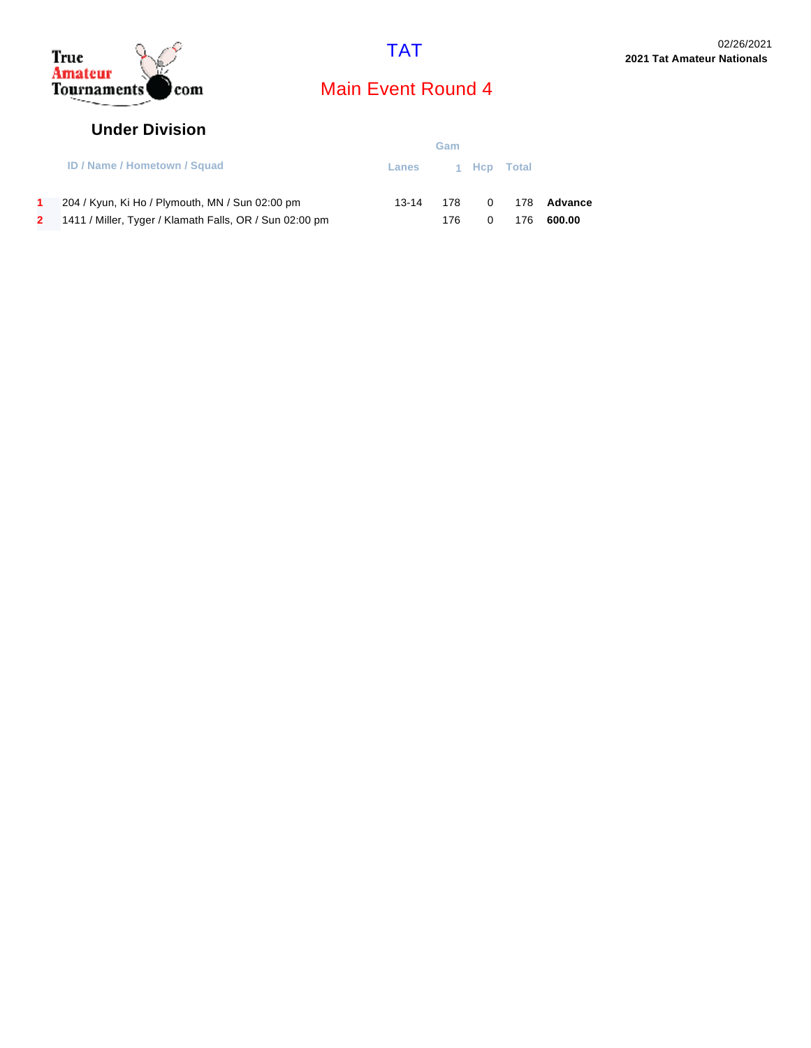True Amateur Tournaments.com

# TAT

02/26/2021
**2021 Tat Amateur Nationals**

## Main Event Round 4

### Under Division

| | ID / Name / Hometown / Squad | Lanes | Gam 1 | Hcp | Total | |
|---|---|---|---|---|---|---|
| 1 | 204 / Kyun, Ki Ho / Plymouth, MN / Sun 02:00 pm | 13-14 | 178 | 0 | 178 | **Advance** |
| 2 | 1411 / Miller, Tyger / Klamath Falls, OR / Sun 02:00 pm | | 176 | 0 | 176 | **600.00** |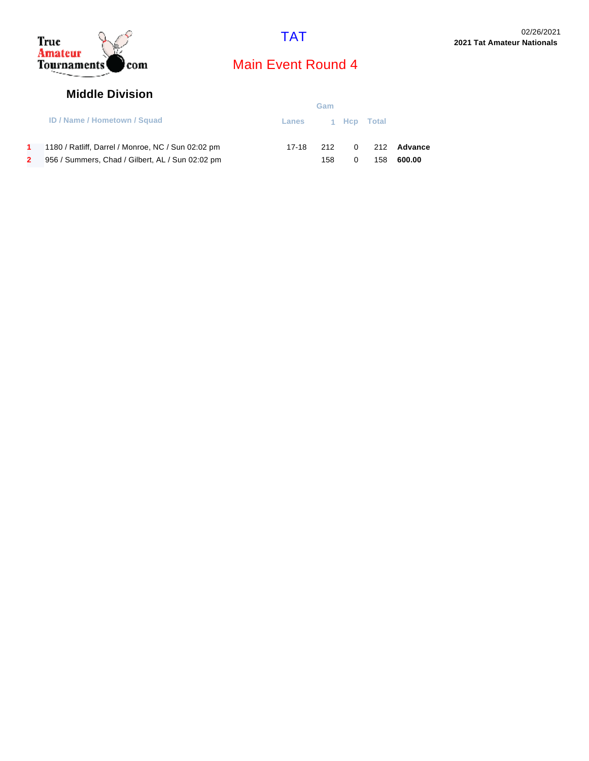True Amateur Tournaments.com

# TAT

02/26/2021
**2021 Tat Amateur Nationals**

## Main Event Round 4

### Middle Division

| | ID / Name / Hometown / Squad | Lanes | Gam 1 | Hcp | Total | |
|---|---|---|---|---|---|---|
| 1 | 1180 / Ratliff, Darrel / Monroe, NC / Sun 02:02 pm | 17-18 | 212 | 0 | 212 | **Advance** |
| 2 | 956 / Summers, Chad / Gilbert, AL / Sun 02:02 pm | | 158 | 0 | 158 | **600.00** |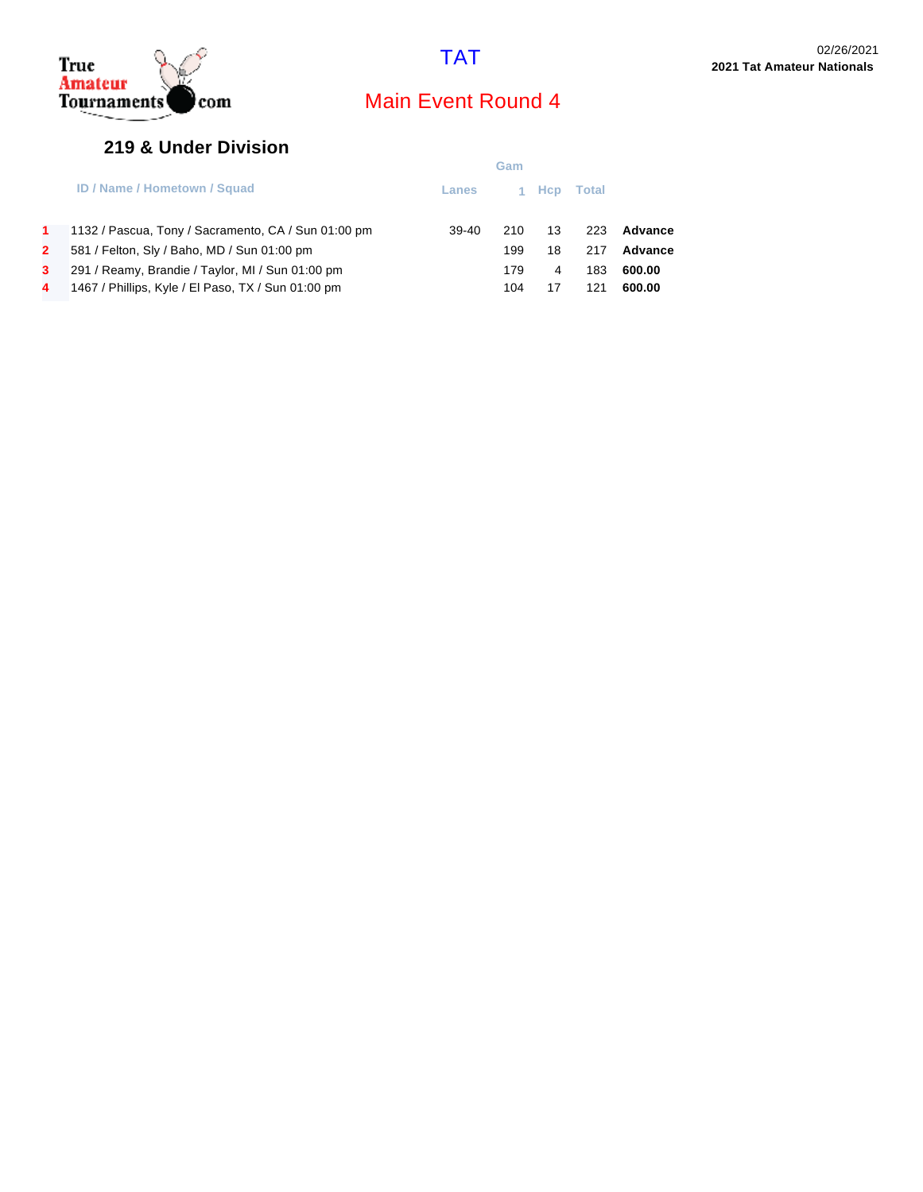# TAT

## Main Event Round 4

02/26/2021
**2021 Tat Amateur Nationals**

### 219 & Under Division

| | ID / Name / Hometown / Squad | Lanes | Gam 1 | Hcp | Total | |
|---|---|---|---|---|---|---|
| 1 | 1132 / Pascua, Tony / Sacramento, CA / Sun 01:00 pm | 39-40 | 210 | 13 | 223 | **Advance** |
| 2 | 581 / Felton, Sly / Baho, MD / Sun 01:00 pm | | 199 | 18 | 217 | **Advance** |
| 3 | 291 / Reamy, Brandie / Taylor, MI / Sun 01:00 pm | | 179 | 4 | 183 | **600.00** |
| 4 | 1467 / Phillips, Kyle / El Paso, TX / Sun 01:00 pm | | 104 | 17 | 121 | **600.00** |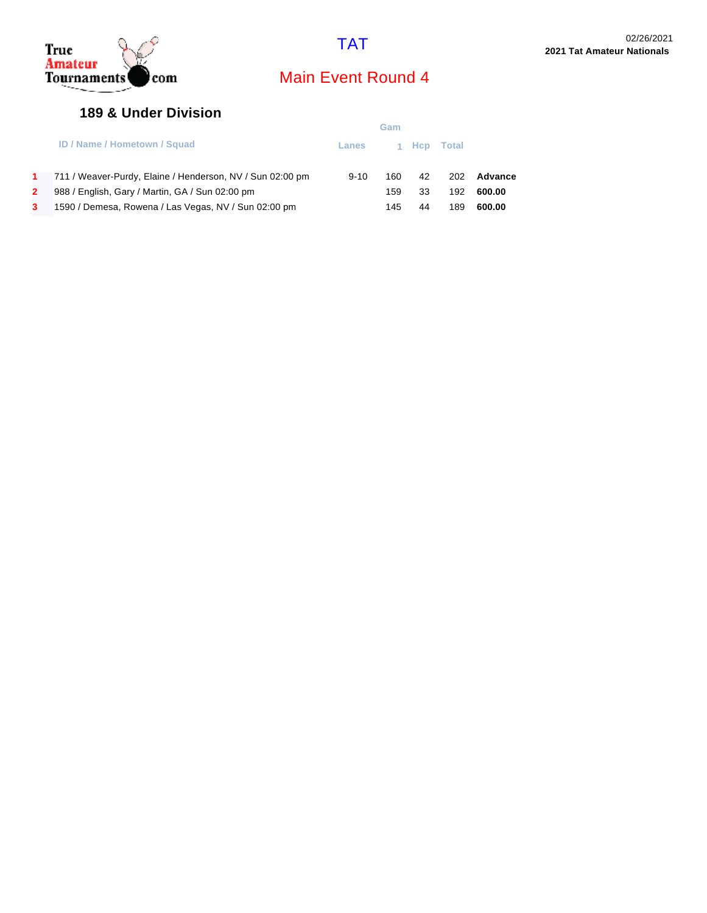# TAT

## Main Event Round 4

02/26/2021
**2021 Tat Amateur Nationals**

### 189 & Under Division

| | ID / Name / Hometown / Squad | Lanes | Gam 1 | Hcp | Total | |
|---|---|---|---|---|---|---|
| 1 | 711 / Weaver-Purdy, Elaine / Henderson, NV / Sun 02:00 pm | 9-10 | 160 | 42 | 202 | **Advance** |
| 2 | 988 / English, Gary / Martin, GA / Sun 02:00 pm | | 159 | 33 | 192 | **600.00** |
| 3 | 1590 / Demesa, Rowena / Las Vegas, NV / Sun 02:00 pm | | 145 | 44 | 189 | **600.00** |